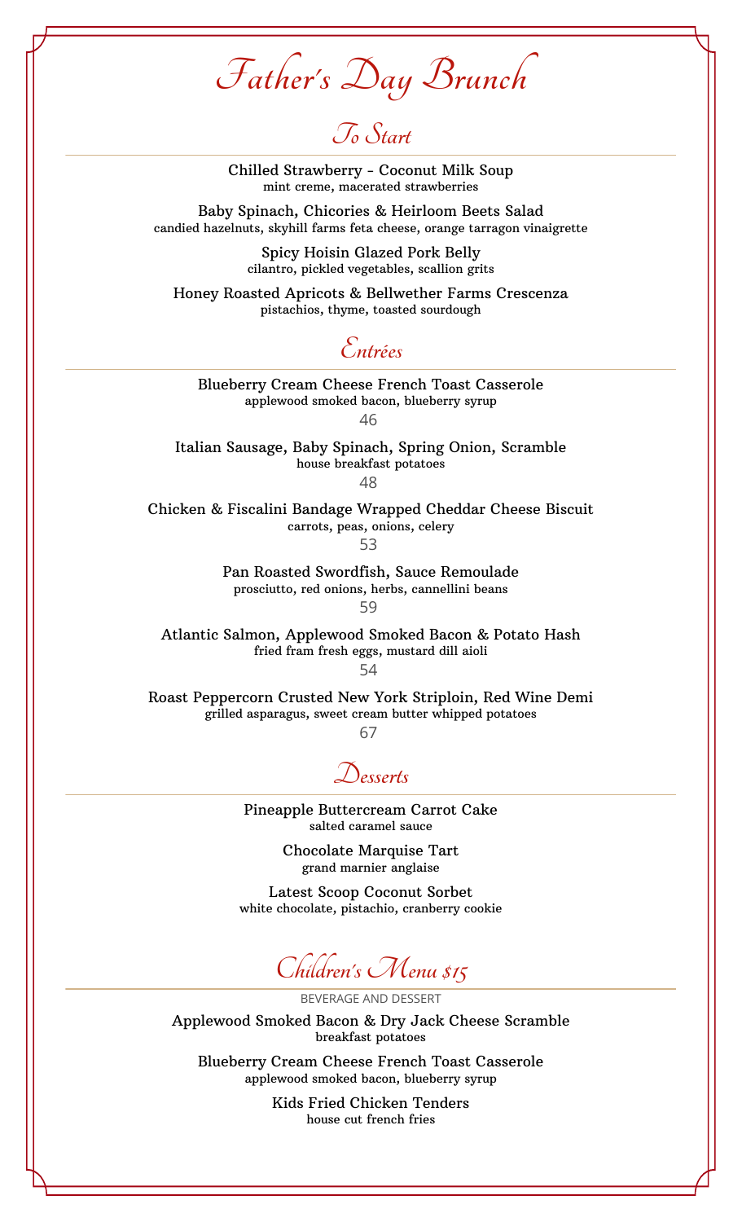# Father's Day Brunch

## To Start

Chilled Strawberry - Coconut Milk Soup
mint creme, macerated strawberries

Baby Spinach, Chicories & Heirloom Beets Salad
candied hazelnuts, skyhill farms feta cheese, orange tarragon vinaigrette

Spicy Hoisin Glazed Pork Belly
cilantro, pickled vegetables, scallion grits

Honey Roasted Apricots & Bellwether Farms Crescenza
pistachios, thyme, toasted sourdough

## Entrées

Blueberry Cream Cheese French Toast Casserole
applewood smoked bacon, blueberry syrup
46

Italian Sausage, Baby Spinach, Spring Onion, Scramble
house breakfast potatoes
48

Chicken & Fiscalini Bandage Wrapped Cheddar Cheese Biscuit
carrots, peas, onions, celery
53

Pan Roasted Swordfish, Sauce Remoulade
prosciutto, red onions, herbs, cannellini beans
59

Atlantic Salmon, Applewood Smoked Bacon & Potato Hash
fried fram fresh eggs, mustard dill aioli
54

Roast Peppercorn Crusted New York Striploin, Red Wine Demi
grilled asparagus, sweet cream butter whipped potatoes
67

## Desserts

Pineapple Buttercream Carrot Cake
salted caramel sauce

Chocolate Marquise Tart
grand marnier anglaise

Latest Scoop Coconut Sorbet
white chocolate, pistachio, cranberry cookie

## Children's Menu $15

BEVERAGE AND DESSERT

Applewood Smoked Bacon & Dry Jack Cheese Scramble
breakfast potatoes

Blueberry Cream Cheese French Toast Casserole
applewood smoked bacon, blueberry syrup

Kids Fried Chicken Tenders
house cut french fries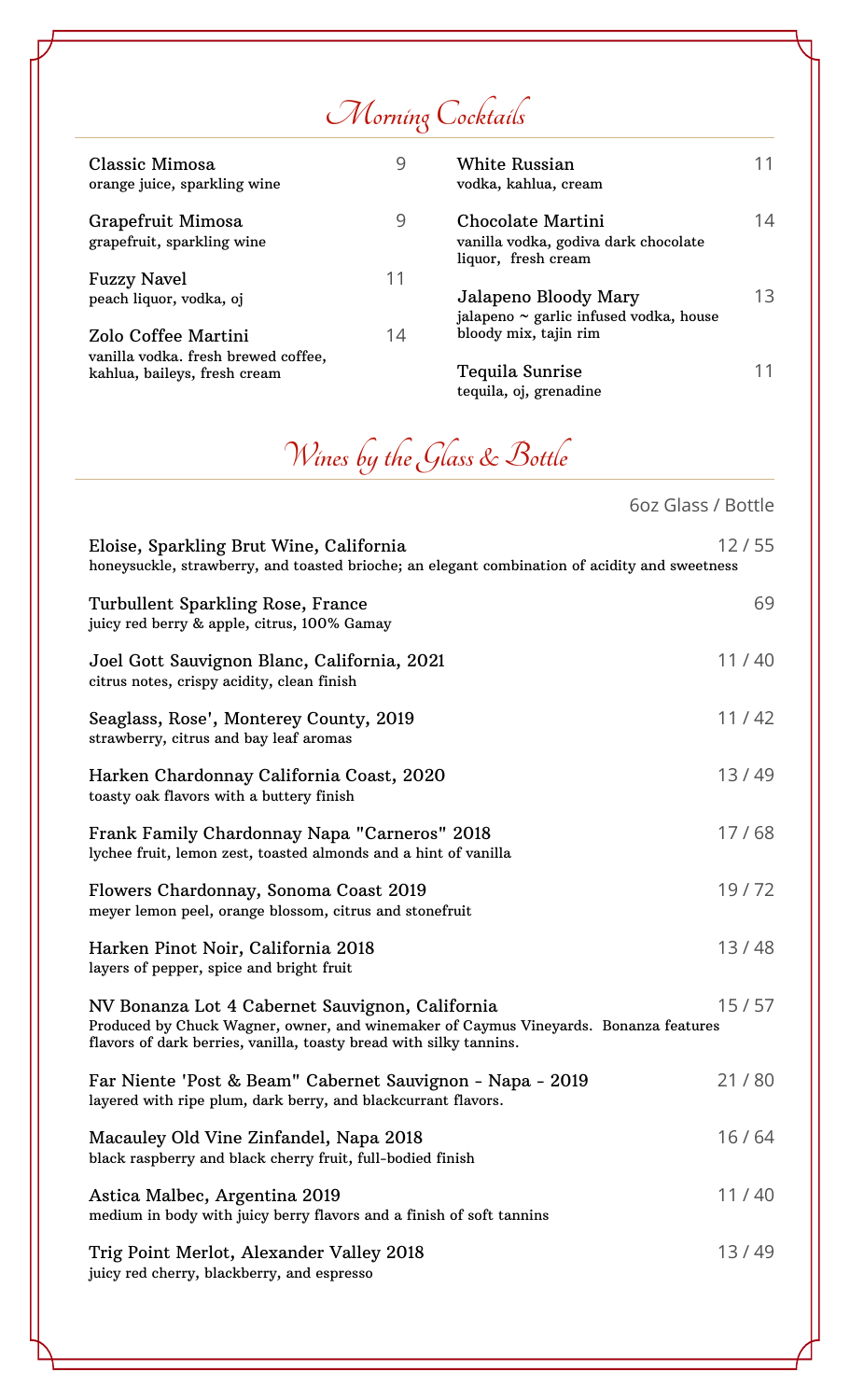# Morning Cocktails

**Classic Mimosa** — 9
orange juice, sparkling wine

**Grapefruit Mimosa** — 9
grapefruit, sparkling wine

**Fuzzy Navel** — 11
peach liquor, vodka, oj

**Zolo Coffee Martini** — 14
vanilla vodka. fresh brewed coffee, kahlua, baileys, fresh cream

**White Russian** — 11
vodka, kahlua, cream

**Chocolate Martini** — 14
vanilla vodka, godiva dark chocolate liquor, fresh cream

**Jalapeno Bloody Mary** — 13
jalapeno ~ garlic infused vodka, house bloody mix, tajin rim

**Tequila Sunrise** — 11
tequila, oj, grenadine

# Wines by the Glass & Bottle

6oz Glass / Bottle

**Eloise, Sparkling Brut Wine, California** — 12 / 55
honeysuckle, strawberry, and toasted brioche; an elegant combination of acidity and sweetness

**Turbullent Sparkling Rose, France** — 69
juicy red berry & apple, citrus, 100% Gamay

**Joel Gott Sauvignon Blanc, California, 2021** — 11 / 40
citrus notes, crispy acidity, clean finish

**Seaglass, Rose', Monterey County, 2019** — 11 / 42
strawberry, citrus and bay leaf aromas

**Harken Chardonnay California Coast, 2020** — 13 / 49
toasty oak flavors with a buttery finish

**Frank Family Chardonnay Napa "Carneros" 2018** — 17 / 68
lychee fruit, lemon zest, toasted almonds and a hint of vanilla

**Flowers Chardonnay, Sonoma Coast 2019** — 19 / 72
meyer lemon peel, orange blossom, citrus and stonefruit

**Harken Pinot Noir, California 2018** — 13 / 48
layers of pepper, spice and bright fruit

**NV Bonanza Lot 4 Cabernet Sauvignon, California** — 15 / 57
Produced by Chuck Wagner, owner, and winemaker of Caymus Vineyards. Bonanza features flavors of dark berries, vanilla, toasty bread with silky tannins.

**Far Niente 'Post & Beam" Cabernet Sauvignon - Napa - 2019** — 21 / 80
layered with ripe plum, dark berry, and blackcurrant flavors.

**Macauley Old Vine Zinfandel, Napa 2018** — 16 / 64
black raspberry and black cherry fruit, full-bodied finish

**Astica Malbec, Argentina 2019** — 11 / 40
medium in body with juicy berry flavors and a finish of soft tannins

**Trig Point Merlot, Alexander Valley 2018** — 13 / 49
juicy red cherry, blackberry, and espresso